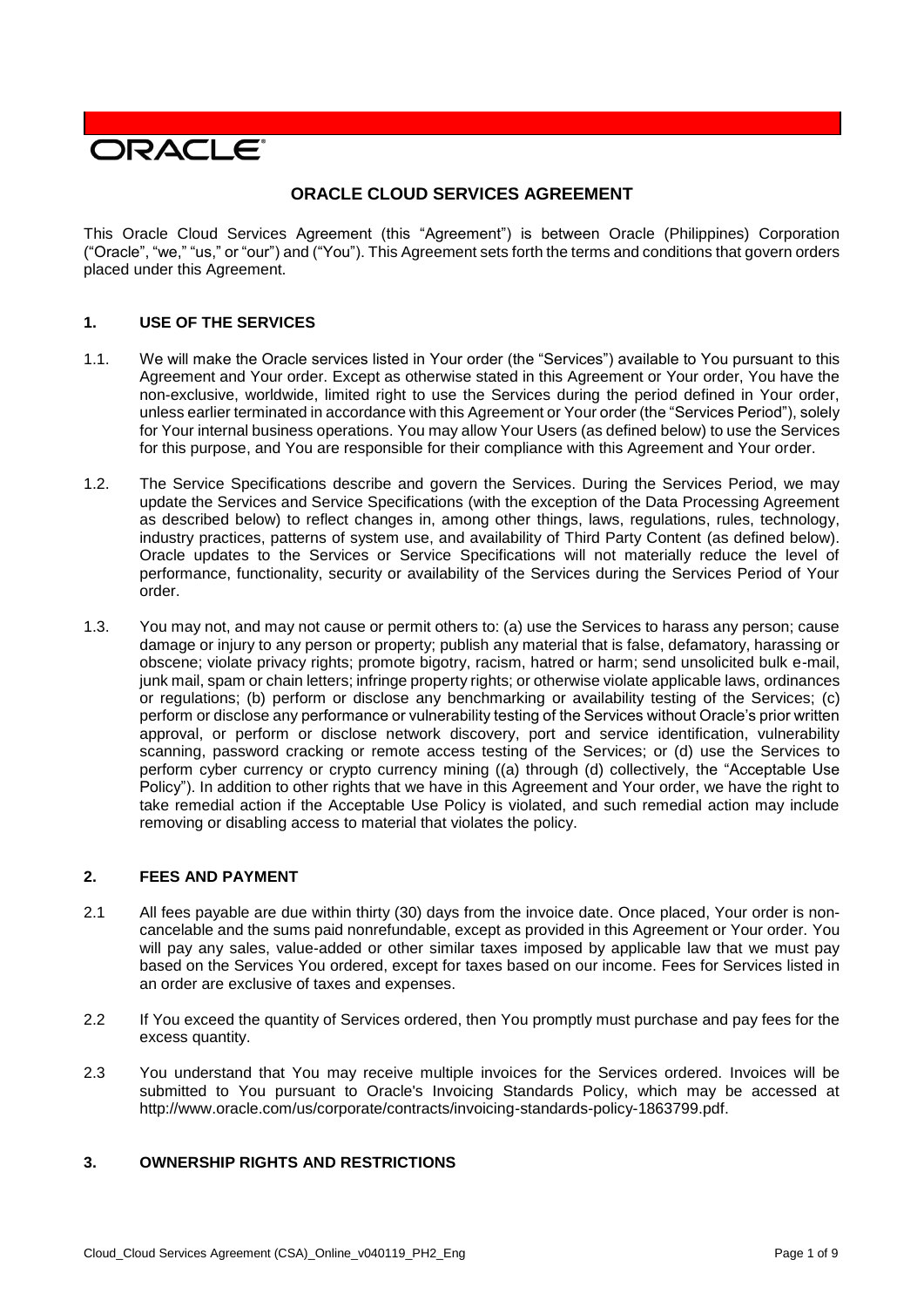ORACLE

# ORACLE CLOUD SERVICES AGREEMENT

This Oracle Cloud Services Agreement (this "Agreement") is between Oracle (Philippines) Corporation ("Oracle", "we," "us," or "our") and ("You"). This Agreement sets forth the terms and conditions that govern orders placed under this Agreement.

## 1. USE OF THE SERVICES

1.1. We will make the Oracle services listed in Your order (the "Services") available to You pursuant to this Agreement and Your order. Except as otherwise stated in this Agreement or Your order, You have the non-exclusive, worldwide, limited right to use the Services during the period defined in Your order, unless earlier terminated in accordance with this Agreement or Your order (the "Services Period"), solely for Your internal business operations. You may allow Your Users (as defined below) to use the Services for this purpose, and You are responsible for their compliance with this Agreement and Your order.

1.2. The Service Specifications describe and govern the Services. During the Services Period, we may update the Services and Service Specifications (with the exception of the Data Processing Agreement as described below) to reflect changes in, among other things, laws, regulations, rules, technology, industry practices, patterns of system use, and availability of Third Party Content (as defined below). Oracle updates to the Services or Service Specifications will not materially reduce the level of performance, functionality, security or availability of the Services during the Services Period of Your order.

1.3. You may not, and may not cause or permit others to: (a) use the Services to harass any person; cause damage or injury to any person or property; publish any material that is false, defamatory, harassing or obscene; violate privacy rights; promote bigotry, racism, hatred or harm; send unsolicited bulk e-mail, junk mail, spam or chain letters; infringe property rights; or otherwise violate applicable laws, ordinances or regulations; (b) perform or disclose any benchmarking or availability testing of the Services; (c) perform or disclose any performance or vulnerability testing of the Services without Oracle's prior written approval, or perform or disclose network discovery, port and service identification, vulnerability scanning, password cracking or remote access testing of the Services; or (d) use the Services to perform cyber currency or crypto currency mining ((a) through (d) collectively, the "Acceptable Use Policy"). In addition to other rights that we have in this Agreement and Your order, we have the right to take remedial action if the Acceptable Use Policy is violated, and such remedial action may include removing or disabling access to material that violates the policy.

## 2. FEES AND PAYMENT

2.1 All fees payable are due within thirty (30) days from the invoice date. Once placed, Your order is non-cancelable and the sums paid nonrefundable, except as provided in this Agreement or Your order. You will pay any sales, value-added or other similar taxes imposed by applicable law that we must pay based on the Services You ordered, except for taxes based on our income. Fees for Services listed in an order are exclusive of taxes and expenses.

2.2 If You exceed the quantity of Services ordered, then You promptly must purchase and pay fees for the excess quantity.

2.3 You understand that You may receive multiple invoices for the Services ordered. Invoices will be submitted to You pursuant to Oracle's Invoicing Standards Policy, which may be accessed at http://www.oracle.com/us/corporate/contracts/invoicing-standards-policy-1863799.pdf.

## 3. OWNERSHIP RIGHTS AND RESTRICTIONS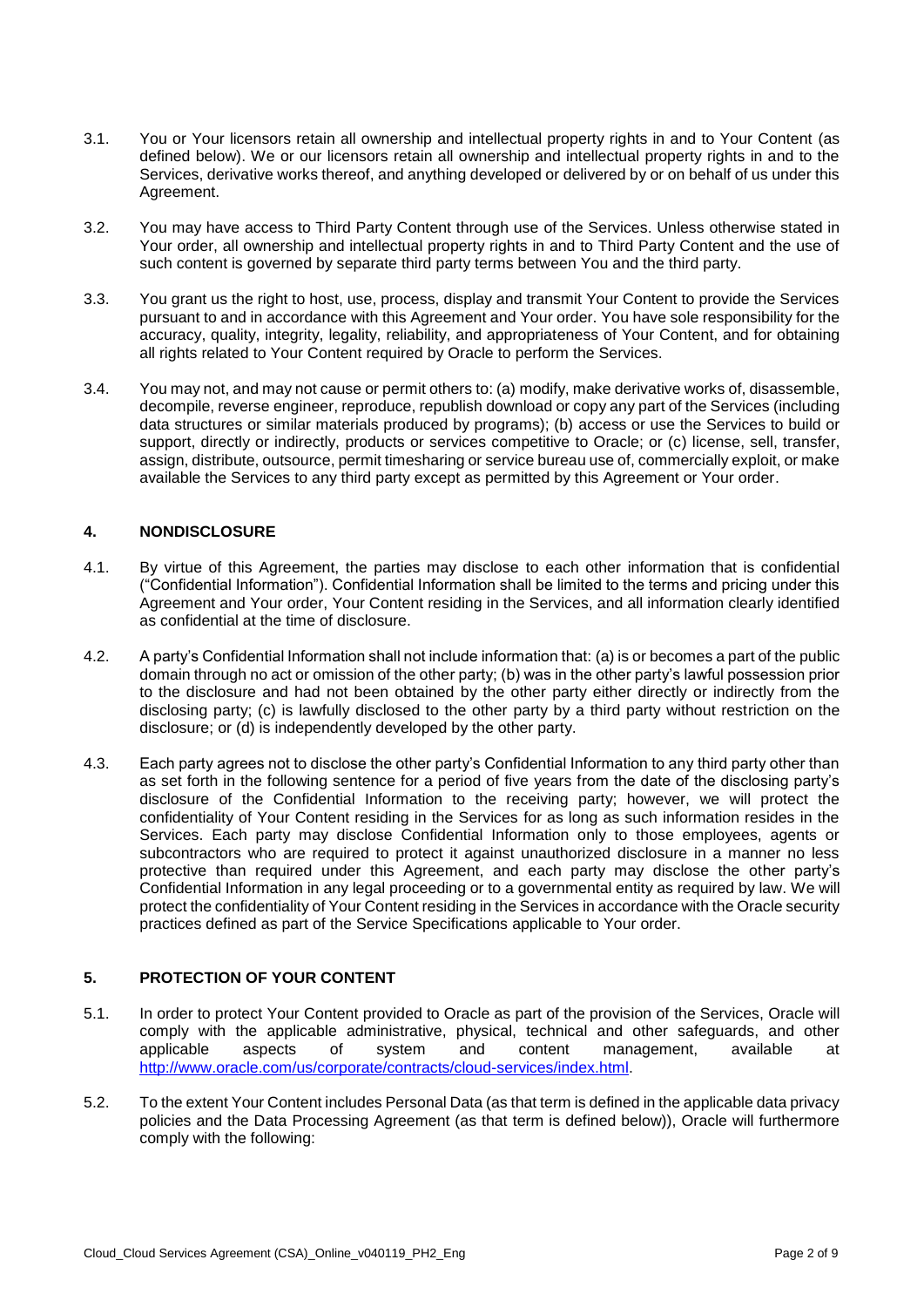3.1. You or Your licensors retain all ownership and intellectual property rights in and to Your Content (as defined below). We or our licensors retain all ownership and intellectual property rights in and to the Services, derivative works thereof, and anything developed or delivered by or on behalf of us under this Agreement.

3.2. You may have access to Third Party Content through use of the Services. Unless otherwise stated in Your order, all ownership and intellectual property rights in and to Third Party Content and the use of such content is governed by separate third party terms between You and the third party.

3.3. You grant us the right to host, use, process, display and transmit Your Content to provide the Services pursuant to and in accordance with this Agreement and Your order. You have sole responsibility for the accuracy, quality, integrity, legality, reliability, and appropriateness of Your Content, and for obtaining all rights related to Your Content required by Oracle to perform the Services.

3.4. You may not, and may not cause or permit others to: (a) modify, make derivative works of, disassemble, decompile, reverse engineer, reproduce, republish download or copy any part of the Services (including data structures or similar materials produced by programs); (b) access or use the Services to build or support, directly or indirectly, products or services competitive to Oracle; or (c) license, sell, transfer, assign, distribute, outsource, permit timesharing or service bureau use of, commercially exploit, or make available the Services to any third party except as permitted by this Agreement or Your order.

## 4. NONDISCLOSURE

4.1. By virtue of this Agreement, the parties may disclose to each other information that is confidential ("Confidential Information"). Confidential Information shall be limited to the terms and pricing under this Agreement and Your order, Your Content residing in the Services, and all information clearly identified as confidential at the time of disclosure.

4.2. A party's Confidential Information shall not include information that: (a) is or becomes a part of the public domain through no act or omission of the other party; (b) was in the other party's lawful possession prior to the disclosure and had not been obtained by the other party either directly or indirectly from the disclosing party; (c) is lawfully disclosed to the other party by a third party without restriction on the disclosure; or (d) is independently developed by the other party.

4.3. Each party agrees not to disclose the other party's Confidential Information to any third party other than as set forth in the following sentence for a period of five years from the date of the disclosing party's disclosure of the Confidential Information to the receiving party; however, we will protect the confidentiality of Your Content residing in the Services for as long as such information resides in the Services. Each party may disclose Confidential Information only to those employees, agents or subcontractors who are required to protect it against unauthorized disclosure in a manner no less protective than required under this Agreement, and each party may disclose the other party's Confidential Information in any legal proceeding or to a governmental entity as required by law. We will protect the confidentiality of Your Content residing in the Services in accordance with the Oracle security practices defined as part of the Service Specifications applicable to Your order.

## 5. PROTECTION OF YOUR CONTENT

5.1. In order to protect Your Content provided to Oracle as part of the provision of the Services, Oracle will comply with the applicable administrative, physical, technical and other safeguards, and other applicable aspects of system and content management, available at http://www.oracle.com/us/corporate/contracts/cloud-services/index.html.

5.2. To the extent Your Content includes Personal Data (as that term is defined in the applicable data privacy policies and the Data Processing Agreement (as that term is defined below)), Oracle will furthermore comply with the following: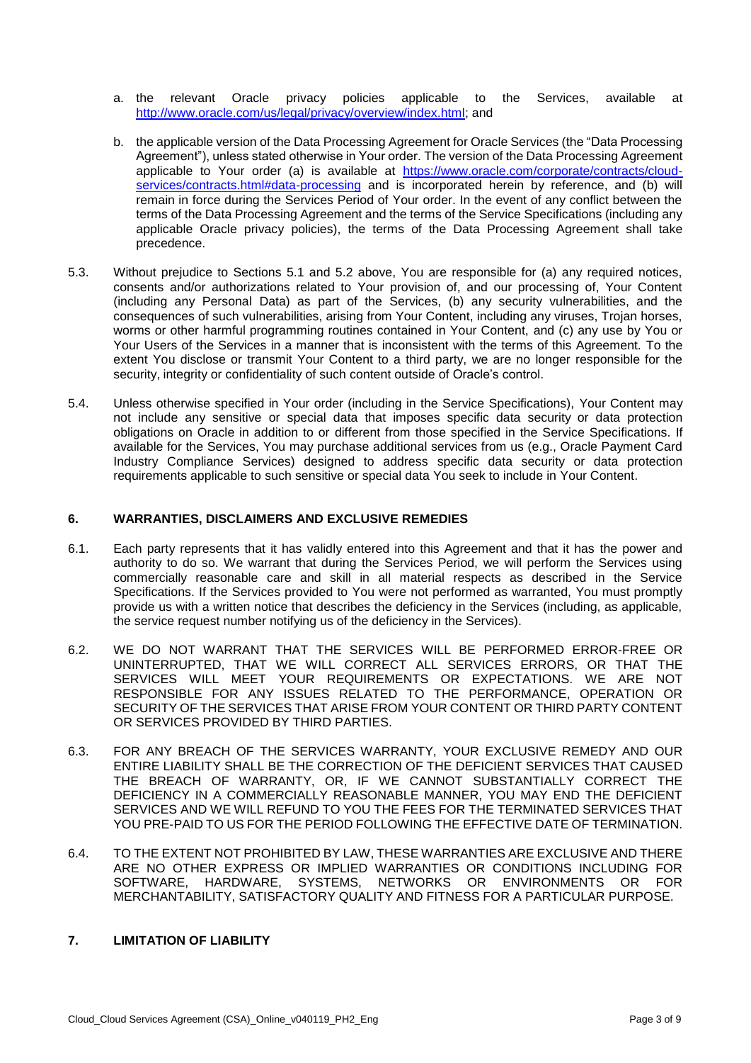a. the relevant Oracle privacy policies applicable to the Services, available at [http://www.oracle.com/us/legal/privacy/overview/index.html](http://www.oracle.com/us/legal/privacy/overview/index.html); and

b. the applicable version of the Data Processing Agreement for Oracle Services (the "Data Processing Agreement"), unless stated otherwise in Your order. The version of the Data Processing Agreement applicable to Your order (a) is available at [https://www.oracle.com/corporate/contracts/cloud-services/contracts.html#data-processing](https://www.oracle.com/corporate/contracts/cloud-services/contracts.html#data-processing) and is incorporated herein by reference, and (b) will remain in force during the Services Period of Your order. In the event of any conflict between the terms of the Data Processing Agreement and the terms of the Service Specifications (including any applicable Oracle privacy policies), the terms of the Data Processing Agreement shall take precedence.

5.3. Without prejudice to Sections 5.1 and 5.2 above, You are responsible for (a) any required notices, consents and/or authorizations related to Your provision of, and our processing of, Your Content (including any Personal Data) as part of the Services, (b) any security vulnerabilities, and the consequences of such vulnerabilities, arising from Your Content, including any viruses, Trojan horses, worms or other harmful programming routines contained in Your Content, and (c) any use by You or Your Users of the Services in a manner that is inconsistent with the terms of this Agreement. To the extent You disclose or transmit Your Content to a third party, we are no longer responsible for the security, integrity or confidentiality of such content outside of Oracle's control.

5.4. Unless otherwise specified in Your order (including in the Service Specifications), Your Content may not include any sensitive or special data that imposes specific data security or data protection obligations on Oracle in addition to or different from those specified in the Service Specifications. If available for the Services, You may purchase additional services from us (e.g., Oracle Payment Card Industry Compliance Services) designed to address specific data security or data protection requirements applicable to such sensitive or special data You seek to include in Your Content.

## 6. WARRANTIES, DISCLAIMERS AND EXCLUSIVE REMEDIES

6.1. Each party represents that it has validly entered into this Agreement and that it has the power and authority to do so. We warrant that during the Services Period, we will perform the Services using commercially reasonable care and skill in all material respects as described in the Service Specifications. If the Services provided to You were not performed as warranted, You must promptly provide us with a written notice that describes the deficiency in the Services (including, as applicable, the service request number notifying us of the deficiency in the Services).

6.2. WE DO NOT WARRANT THAT THE SERVICES WILL BE PERFORMED ERROR-FREE OR UNINTERRUPTED, THAT WE WILL CORRECT ALL SERVICES ERRORS, OR THAT THE SERVICES WILL MEET YOUR REQUIREMENTS OR EXPECTATIONS. WE ARE NOT RESPONSIBLE FOR ANY ISSUES RELATED TO THE PERFORMANCE, OPERATION OR SECURITY OF THE SERVICES THAT ARISE FROM YOUR CONTENT OR THIRD PARTY CONTENT OR SERVICES PROVIDED BY THIRD PARTIES.

6.3. FOR ANY BREACH OF THE SERVICES WARRANTY, YOUR EXCLUSIVE REMEDY AND OUR ENTIRE LIABILITY SHALL BE THE CORRECTION OF THE DEFICIENT SERVICES THAT CAUSED THE BREACH OF WARRANTY, OR, IF WE CANNOT SUBSTANTIALLY CORRECT THE DEFICIENCY IN A COMMERCIALLY REASONABLE MANNER, YOU MAY END THE DEFICIENT SERVICES AND WE WILL REFUND TO YOU THE FEES FOR THE TERMINATED SERVICES THAT YOU PRE-PAID TO US FOR THE PERIOD FOLLOWING THE EFFECTIVE DATE OF TERMINATION.

6.4. TO THE EXTENT NOT PROHIBITED BY LAW, THESE WARRANTIES ARE EXCLUSIVE AND THERE ARE NO OTHER EXPRESS OR IMPLIED WARRANTIES OR CONDITIONS INCLUDING FOR SOFTWARE, HARDWARE, SYSTEMS, NETWORKS OR ENVIRONMENTS OR FOR MERCHANTABILITY, SATISFACTORY QUALITY AND FITNESS FOR A PARTICULAR PURPOSE.

## 7. LIMITATION OF LIABILITY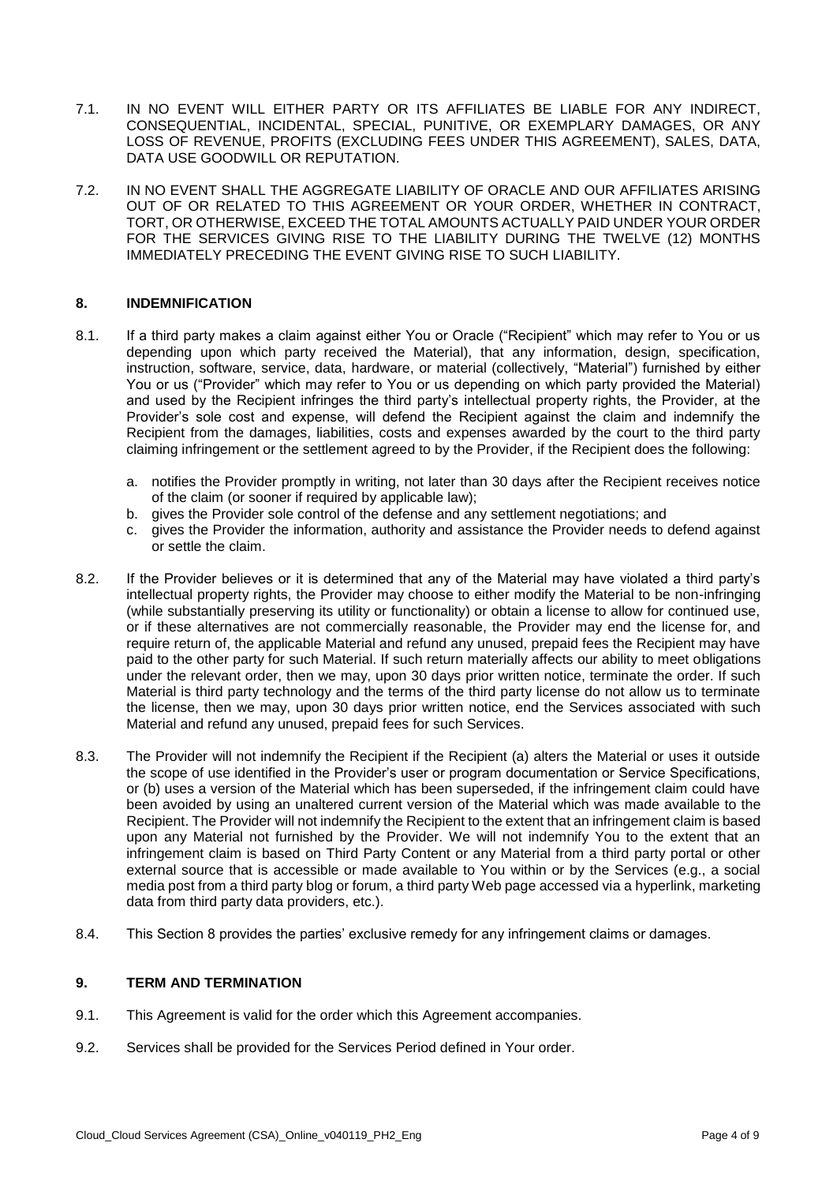7.1. IN NO EVENT WILL EITHER PARTY OR ITS AFFILIATES BE LIABLE FOR ANY INDIRECT, CONSEQUENTIAL, INCIDENTAL, SPECIAL, PUNITIVE, OR EXEMPLARY DAMAGES, OR ANY LOSS OF REVENUE, PROFITS (EXCLUDING FEES UNDER THIS AGREEMENT), SALES, DATA, DATA USE GOODWILL OR REPUTATION.

7.2. IN NO EVENT SHALL THE AGGREGATE LIABILITY OF ORACLE AND OUR AFFILIATES ARISING OUT OF OR RELATED TO THIS AGREEMENT OR YOUR ORDER, WHETHER IN CONTRACT, TORT, OR OTHERWISE, EXCEED THE TOTAL AMOUNTS ACTUALLY PAID UNDER YOUR ORDER FOR THE SERVICES GIVING RISE TO THE LIABILITY DURING THE TWELVE (12) MONTHS IMMEDIATELY PRECEDING THE EVENT GIVING RISE TO SUCH LIABILITY.

## 8. INDEMNIFICATION

8.1. If a third party makes a claim against either You or Oracle ("Recipient" which may refer to You or us depending upon which party received the Material), that any information, design, specification, instruction, software, service, data, hardware, or material (collectively, "Material") furnished by either You or us ("Provider" which may refer to You or us depending on which party provided the Material) and used by the Recipient infringes the third party's intellectual property rights, the Provider, at the Provider's sole cost and expense, will defend the Recipient against the claim and indemnify the Recipient from the damages, liabilities, costs and expenses awarded by the court to the third party claiming infringement or the settlement agreed to by the Provider, if the Recipient does the following:

a. notifies the Provider promptly in writing, not later than 30 days after the Recipient receives notice of the claim (or sooner if required by applicable law);
b. gives the Provider sole control of the defense and any settlement negotiations; and
c. gives the Provider the information, authority and assistance the Provider needs to defend against or settle the claim.

8.2. If the Provider believes or it is determined that any of the Material may have violated a third party's intellectual property rights, the Provider may choose to either modify the Material to be non-infringing (while substantially preserving its utility or functionality) or obtain a license to allow for continued use, or if these alternatives are not commercially reasonable, the Provider may end the license for, and require return of, the applicable Material and refund any unused, prepaid fees the Recipient may have paid to the other party for such Material. If such return materially affects our ability to meet obligations under the relevant order, then we may, upon 30 days prior written notice, terminate the order. If such Material is third party technology and the terms of the third party license do not allow us to terminate the license, then we may, upon 30 days prior written notice, end the Services associated with such Material and refund any unused, prepaid fees for such Services.

8.3. The Provider will not indemnify the Recipient if the Recipient (a) alters the Material or uses it outside the scope of use identified in the Provider's user or program documentation or Service Specifications, or (b) uses a version of the Material which has been superseded, if the infringement claim could have been avoided by using an unaltered current version of the Material which was made available to the Recipient. The Provider will not indemnify the Recipient to the extent that an infringement claim is based upon any Material not furnished by the Provider. We will not indemnify You to the extent that an infringement claim is based on Third Party Content or any Material from a third party portal or other external source that is accessible or made available to You within or by the Services (e.g., a social media post from a third party blog or forum, a third party Web page accessed via a hyperlink, marketing data from third party data providers, etc.).

8.4. This Section 8 provides the parties' exclusive remedy for any infringement claims or damages.

## 9. TERM AND TERMINATION

9.1. This Agreement is valid for the order which this Agreement accompanies.

9.2. Services shall be provided for the Services Period defined in Your order.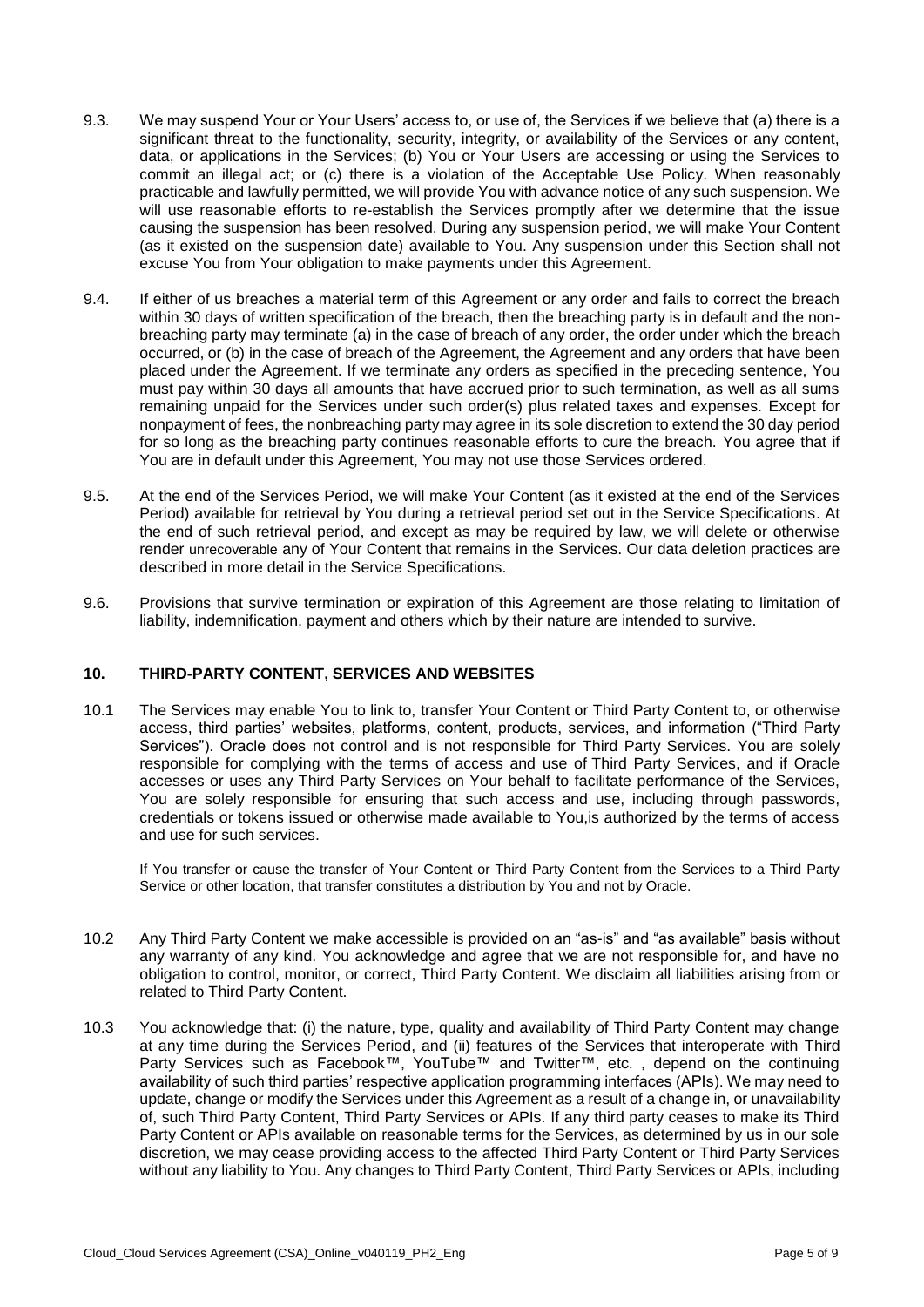9.3. We may suspend Your or Your Users' access to, or use of, the Services if we believe that (a) there is a significant threat to the functionality, security, integrity, or availability of the Services or any content, data, or applications in the Services; (b) You or Your Users are accessing or using the Services to commit an illegal act; or (c) there is a violation of the Acceptable Use Policy. When reasonably practicable and lawfully permitted, we will provide You with advance notice of any such suspension. We will use reasonable efforts to re-establish the Services promptly after we determine that the issue causing the suspension has been resolved. During any suspension period, we will make Your Content (as it existed on the suspension date) available to You. Any suspension under this Section shall not excuse You from Your obligation to make payments under this Agreement.

9.4. If either of us breaches a material term of this Agreement or any order and fails to correct the breach within 30 days of written specification of the breach, then the breaching party is in default and the non-breaching party may terminate (a) in the case of breach of any order, the order under which the breach occurred, or (b) in the case of breach of the Agreement, the Agreement and any orders that have been placed under the Agreement. If we terminate any orders as specified in the preceding sentence, You must pay within 30 days all amounts that have accrued prior to such termination, as well as all sums remaining unpaid for the Services under such order(s) plus related taxes and expenses. Except for nonpayment of fees, the nonbreaching party may agree in its sole discretion to extend the 30 day period for so long as the breaching party continues reasonable efforts to cure the breach. You agree that if You are in default under this Agreement, You may not use those Services ordered.

9.5. At the end of the Services Period, we will make Your Content (as it existed at the end of the Services Period) available for retrieval by You during a retrieval period set out in the Service Specifications. At the end of such retrieval period, and except as may be required by law, we will delete or otherwise render unrecoverable any of Your Content that remains in the Services. Our data deletion practices are described in more detail in the Service Specifications.

9.6. Provisions that survive termination or expiration of this Agreement are those relating to limitation of liability, indemnification, payment and others which by their nature are intended to survive.

## 10. THIRD-PARTY CONTENT, SERVICES AND WEBSITES

10.1 The Services may enable You to link to, transfer Your Content or Third Party Content to, or otherwise access, third parties' websites, platforms, content, products, services, and information ("Third Party Services"). Oracle does not control and is not responsible for Third Party Services. You are solely responsible for complying with the terms of access and use of Third Party Services, and if Oracle accesses or uses any Third Party Services on Your behalf to facilitate performance of the Services, You are solely responsible for ensuring that such access and use, including through passwords, credentials or tokens issued or otherwise made available to You,is authorized by the terms of access and use for such services.

If You transfer or cause the transfer of Your Content or Third Party Content from the Services to a Third Party Service or other location, that transfer constitutes a distribution by You and not by Oracle.

10.2 Any Third Party Content we make accessible is provided on an "as-is" and "as available" basis without any warranty of any kind. You acknowledge and agree that we are not responsible for, and have no obligation to control, monitor, or correct, Third Party Content. We disclaim all liabilities arising from or related to Third Party Content.

10.3 You acknowledge that: (i) the nature, type, quality and availability of Third Party Content may change at any time during the Services Period, and (ii) features of the Services that interoperate with Third Party Services such as Facebook™, YouTube™ and Twitter™, etc. , depend on the continuing availability of such third parties' respective application programming interfaces (APIs). We may need to update, change or modify the Services under this Agreement as a result of a change in, or unavailability of, such Third Party Content, Third Party Services or APIs. If any third party ceases to make its Third Party Content or APIs available on reasonable terms for the Services, as determined by us in our sole discretion, we may cease providing access to the affected Third Party Content or Third Party Services without any liability to You. Any changes to Third Party Content, Third Party Services or APIs, including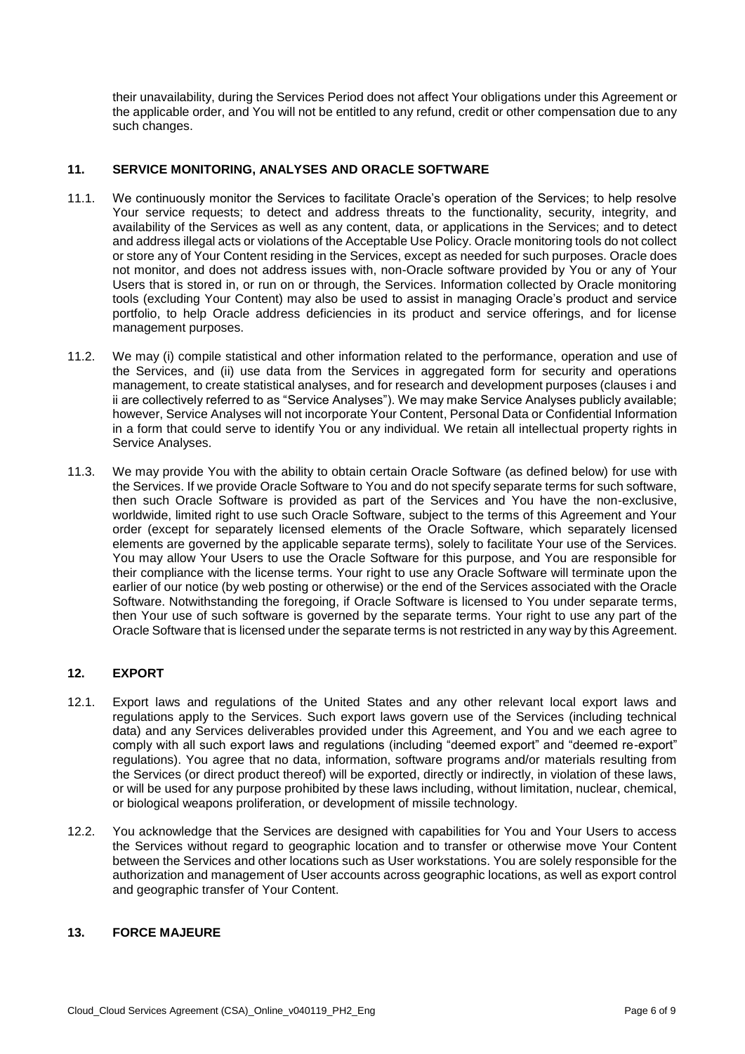their unavailability, during the Services Period does not affect Your obligations under this Agreement or the applicable order, and You will not be entitled to any refund, credit or other compensation due to any such changes.

## 11. SERVICE MONITORING, ANALYSES AND ORACLE SOFTWARE

11.1. We continuously monitor the Services to facilitate Oracle's operation of the Services; to help resolve Your service requests; to detect and address threats to the functionality, security, integrity, and availability of the Services as well as any content, data, or applications in the Services; and to detect and address illegal acts or violations of the Acceptable Use Policy. Oracle monitoring tools do not collect or store any of Your Content residing in the Services, except as needed for such purposes. Oracle does not monitor, and does not address issues with, non-Oracle software provided by You or any of Your Users that is stored in, or run on or through, the Services. Information collected by Oracle monitoring tools (excluding Your Content) may also be used to assist in managing Oracle's product and service portfolio, to help Oracle address deficiencies in its product and service offerings, and for license management purposes.

11.2. We may (i) compile statistical and other information related to the performance, operation and use of the Services, and (ii) use data from the Services in aggregated form for security and operations management, to create statistical analyses, and for research and development purposes (clauses i and ii are collectively referred to as "Service Analyses"). We may make Service Analyses publicly available; however, Service Analyses will not incorporate Your Content, Personal Data or Confidential Information in a form that could serve to identify You or any individual. We retain all intellectual property rights in Service Analyses.

11.3. We may provide You with the ability to obtain certain Oracle Software (as defined below) for use with the Services. If we provide Oracle Software to You and do not specify separate terms for such software, then such Oracle Software is provided as part of the Services and You have the non-exclusive, worldwide, limited right to use such Oracle Software, subject to the terms of this Agreement and Your order (except for separately licensed elements of the Oracle Software, which separately licensed elements are governed by the applicable separate terms), solely to facilitate Your use of the Services. You may allow Your Users to use the Oracle Software for this purpose, and You are responsible for their compliance with the license terms. Your right to use any Oracle Software will terminate upon the earlier of our notice (by web posting or otherwise) or the end of the Services associated with the Oracle Software. Notwithstanding the foregoing, if Oracle Software is licensed to You under separate terms, then Your use of such software is governed by the separate terms. Your right to use any part of the Oracle Software that is licensed under the separate terms is not restricted in any way by this Agreement.

## 12. EXPORT

12.1. Export laws and regulations of the United States and any other relevant local export laws and regulations apply to the Services. Such export laws govern use of the Services (including technical data) and any Services deliverables provided under this Agreement, and You and we each agree to comply with all such export laws and regulations (including "deemed export" and "deemed re-export" regulations). You agree that no data, information, software programs and/or materials resulting from the Services (or direct product thereof) will be exported, directly or indirectly, in violation of these laws, or will be used for any purpose prohibited by these laws including, without limitation, nuclear, chemical, or biological weapons proliferation, or development of missile technology.

12.2. You acknowledge that the Services are designed with capabilities for You and Your Users to access the Services without regard to geographic location and to transfer or otherwise move Your Content between the Services and other locations such as User workstations. You are solely responsible for the authorization and management of User accounts across geographic locations, as well as export control and geographic transfer of Your Content.

## 13. FORCE MAJEURE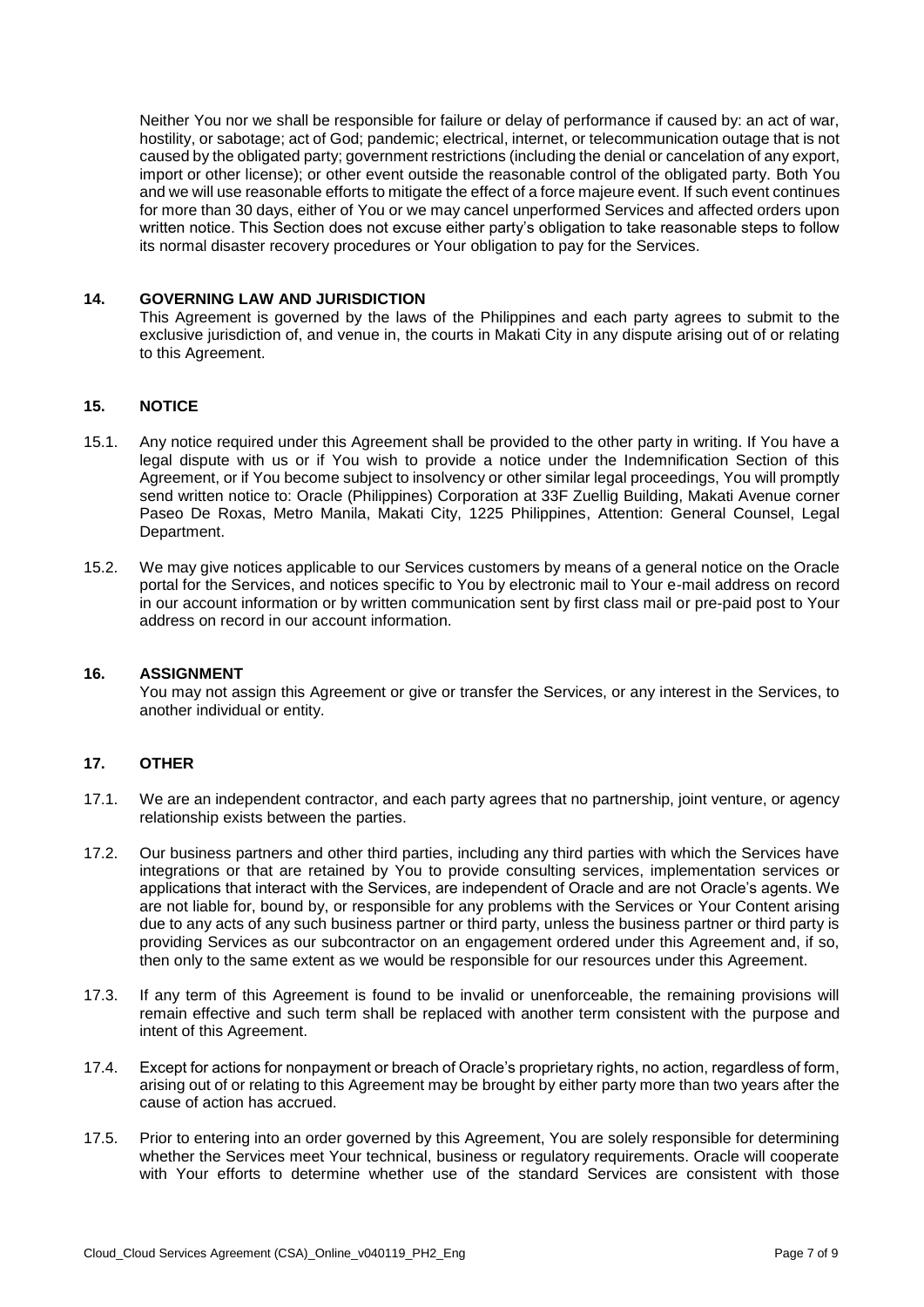Neither You nor we shall be responsible for failure or delay of performance if caused by: an act of war, hostility, or sabotage; act of God; pandemic; electrical, internet, or telecommunication outage that is not caused by the obligated party; government restrictions (including the denial or cancelation of any export, import or other license); or other event outside the reasonable control of the obligated party. Both You and we will use reasonable efforts to mitigate the effect of a force majeure event. If such event continues for more than 30 days, either of You or we may cancel unperformed Services and affected orders upon written notice. This Section does not excuse either party's obligation to take reasonable steps to follow its normal disaster recovery procedures or Your obligation to pay for the Services.

## 14. GOVERNING LAW AND JURISDICTION

This Agreement is governed by the laws of the Philippines and each party agrees to submit to the exclusive jurisdiction of, and venue in, the courts in Makati City in any dispute arising out of or relating to this Agreement.

## 15. NOTICE

15.1. Any notice required under this Agreement shall be provided to the other party in writing. If You have a legal dispute with us or if You wish to provide a notice under the Indemnification Section of this Agreement, or if You become subject to insolvency or other similar legal proceedings, You will promptly send written notice to: Oracle (Philippines) Corporation at 33F Zuellig Building, Makati Avenue corner Paseo De Roxas, Metro Manila, Makati City, 1225 Philippines, Attention: General Counsel, Legal Department.

15.2. We may give notices applicable to our Services customers by means of a general notice on the Oracle portal for the Services, and notices specific to You by electronic mail to Your e-mail address on record in our account information or by written communication sent by first class mail or pre-paid post to Your address on record in our account information.

## 16. ASSIGNMENT

You may not assign this Agreement or give or transfer the Services, or any interest in the Services, to another individual or entity.

## 17. OTHER

17.1. We are an independent contractor, and each party agrees that no partnership, joint venture, or agency relationship exists between the parties.

17.2. Our business partners and other third parties, including any third parties with which the Services have integrations or that are retained by You to provide consulting services, implementation services or applications that interact with the Services, are independent of Oracle and are not Oracle's agents. We are not liable for, bound by, or responsible for any problems with the Services or Your Content arising due to any acts of any such business partner or third party, unless the business partner or third party is providing Services as our subcontractor on an engagement ordered under this Agreement and, if so, then only to the same extent as we would be responsible for our resources under this Agreement.

17.3. If any term of this Agreement is found to be invalid or unenforceable, the remaining provisions will remain effective and such term shall be replaced with another term consistent with the purpose and intent of this Agreement.

17.4. Except for actions for nonpayment or breach of Oracle's proprietary rights, no action, regardless of form, arising out of or relating to this Agreement may be brought by either party more than two years after the cause of action has accrued.

17.5. Prior to entering into an order governed by this Agreement, You are solely responsible for determining whether the Services meet Your technical, business or regulatory requirements. Oracle will cooperate with Your efforts to determine whether use of the standard Services are consistent with those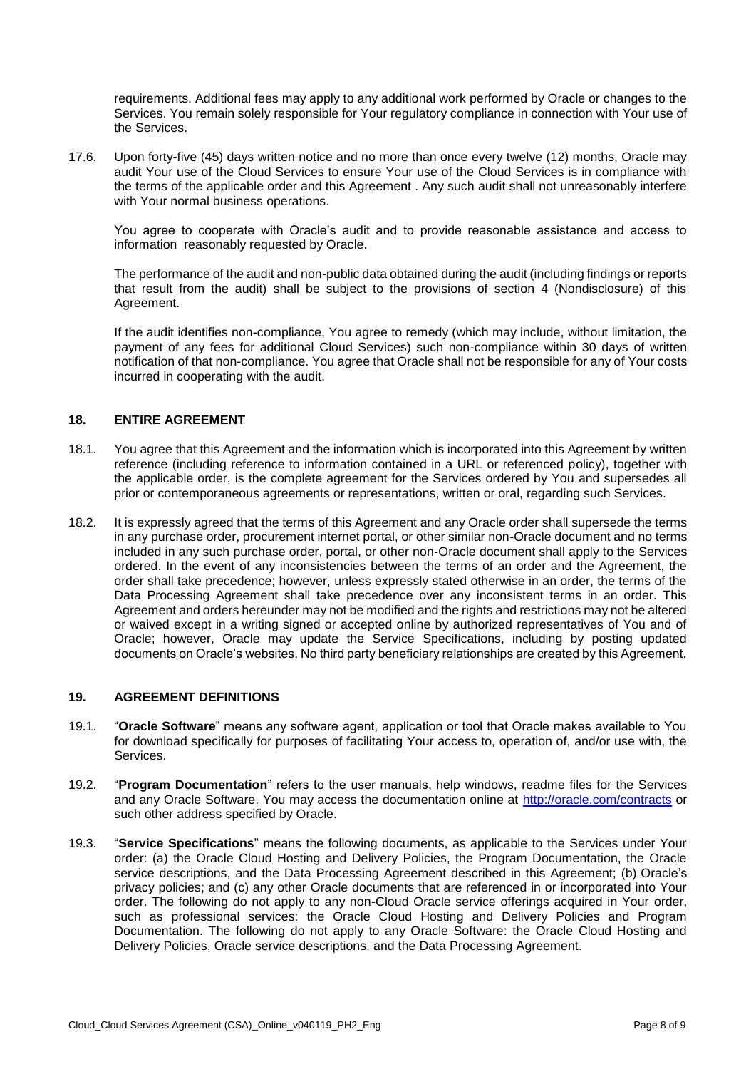requirements. Additional fees may apply to any additional work performed by Oracle or changes to the Services. You remain solely responsible for Your regulatory compliance in connection with Your use of the Services.

17.6. Upon forty-five (45) days written notice and no more than once every twelve (12) months, Oracle may audit Your use of the Cloud Services to ensure Your use of the Cloud Services is in compliance with the terms of the applicable order and this Agreement . Any such audit shall not unreasonably interfere with Your normal business operations.

You agree to cooperate with Oracle's audit and to provide reasonable assistance and access to information reasonably requested by Oracle.

The performance of the audit and non-public data obtained during the audit (including findings or reports that result from the audit) shall be subject to the provisions of section 4 (Nondisclosure) of this Agreement.

If the audit identifies non-compliance, You agree to remedy (which may include, without limitation, the payment of any fees for additional Cloud Services) such non-compliance within 30 days of written notification of that non-compliance. You agree that Oracle shall not be responsible for any of Your costs incurred in cooperating with the audit.

## 18. ENTIRE AGREEMENT

18.1. You agree that this Agreement and the information which is incorporated into this Agreement by written reference (including reference to information contained in a URL or referenced policy), together with the applicable order, is the complete agreement for the Services ordered by You and supersedes all prior or contemporaneous agreements or representations, written or oral, regarding such Services.

18.2. It is expressly agreed that the terms of this Agreement and any Oracle order shall supersede the terms in any purchase order, procurement internet portal, or other similar non-Oracle document and no terms included in any such purchase order, portal, or other non-Oracle document shall apply to the Services ordered. In the event of any inconsistencies between the terms of an order and the Agreement, the order shall take precedence; however, unless expressly stated otherwise in an order, the terms of the Data Processing Agreement shall take precedence over any inconsistent terms in an order. This Agreement and orders hereunder may not be modified and the rights and restrictions may not be altered or waived except in a writing signed or accepted online by authorized representatives of You and of Oracle; however, Oracle may update the Service Specifications, including by posting updated documents on Oracle's websites. No third party beneficiary relationships are created by this Agreement.

## 19. AGREEMENT DEFINITIONS

19.1. "**Oracle Software**" means any software agent, application or tool that Oracle makes available to You for download specifically for purposes of facilitating Your access to, operation of, and/or use with, the Services.

19.2. "**Program Documentation**" refers to the user manuals, help windows, readme files for the Services and any Oracle Software. You may access the documentation online at http://oracle.com/contracts or such other address specified by Oracle.

19.3. "**Service Specifications**" means the following documents, as applicable to the Services under Your order: (a) the Oracle Cloud Hosting and Delivery Policies, the Program Documentation, the Oracle service descriptions, and the Data Processing Agreement described in this Agreement; (b) Oracle's privacy policies; and (c) any other Oracle documents that are referenced in or incorporated into Your order. The following do not apply to any non-Cloud Oracle service offerings acquired in Your order, such as professional services: the Oracle Cloud Hosting and Delivery Policies and Program Documentation. The following do not apply to any Oracle Software: the Oracle Cloud Hosting and Delivery Policies, Oracle service descriptions, and the Data Processing Agreement.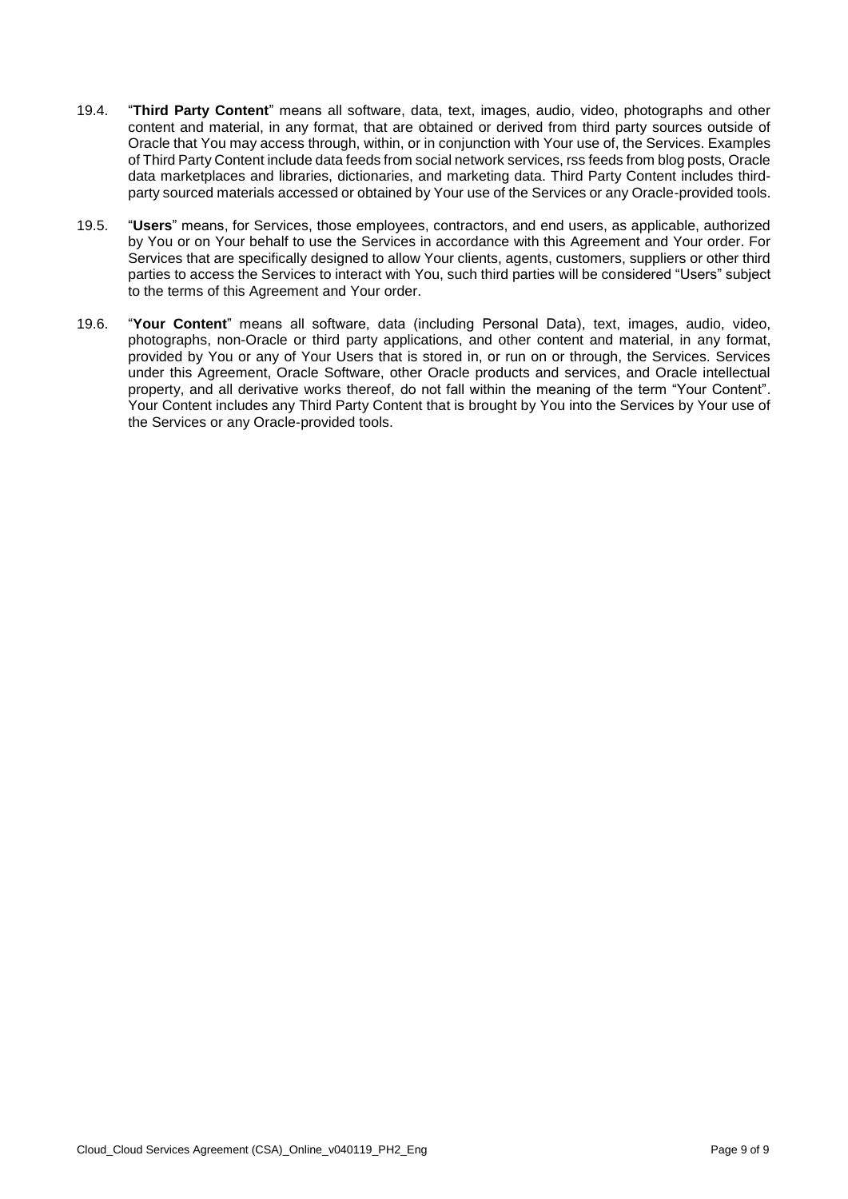19.4. "**Third Party Content**" means all software, data, text, images, audio, video, photographs and other content and material, in any format, that are obtained or derived from third party sources outside of Oracle that You may access through, within, or in conjunction with Your use of, the Services. Examples of Third Party Content include data feeds from social network services, rss feeds from blog posts, Oracle data marketplaces and libraries, dictionaries, and marketing data. Third Party Content includes third-party sourced materials accessed or obtained by Your use of the Services or any Oracle-provided tools.

19.5. "**Users**" means, for Services, those employees, contractors, and end users, as applicable, authorized by You or on Your behalf to use the Services in accordance with this Agreement and Your order. For Services that are specifically designed to allow Your clients, agents, customers, suppliers or other third parties to access the Services to interact with You, such third parties will be considered "Users" subject to the terms of this Agreement and Your order.

19.6. "**Your Content**" means all software, data (including Personal Data), text, images, audio, video, photographs, non-Oracle or third party applications, and other content and material, in any format, provided by You or any of Your Users that is stored in, or run on or through, the Services. Services under this Agreement, Oracle Software, other Oracle products and services, and Oracle intellectual property, and all derivative works thereof, do not fall within the meaning of the term "Your Content". Your Content includes any Third Party Content that is brought by You into the Services by Your use of the Services or any Oracle-provided tools.